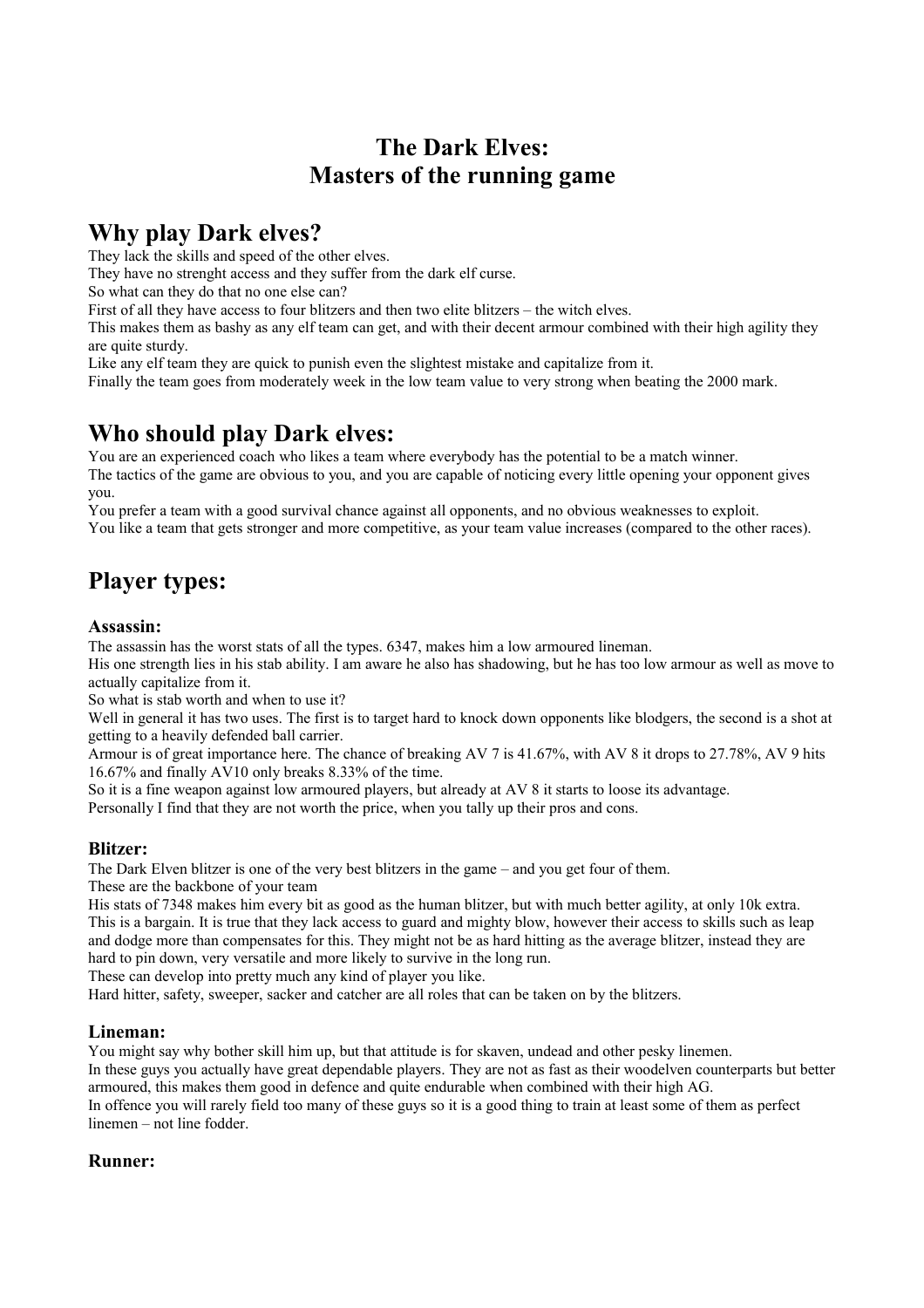# The Dark Elves:
# Masters of the running game

## Why play Dark elves?

They lack the skills and speed of the other elves.
They have no strenght access and they suffer from the dark elf curse.
So what can they do that no one else can?
First of all they have access to four blitzers and then two elite blitzers – the witch elves.
This makes them as bashy as any elf team can get, and with their decent armour combined with their high agility they are quite sturdy.
Like any elf team they are quick to punish even the slightest mistake and capitalize from it.
Finally the team goes from moderately week in the low team value to very strong when beating the 2000 mark.

## Who should play Dark elves:

You are an experienced coach who likes a team where everybody has the potential to be a match winner.
The tactics of the game are obvious to you, and you are capable of noticing every little opening your opponent gives you.
You prefer a team with a good survival chance against all opponents, and no obvious weaknesses to exploit.
You like a team that gets stronger and more competitive, as your team value increases (compared to the other races).

## Player types:

### Assassin:

The assassin has the worst stats of all the types. 6347, makes him a low armoured lineman.
His one strength lies in his stab ability. I am aware he also has shadowing, but he has too low armour as well as move to actually capitalize from it.
So what is stab worth and when to use it?
Well in general it has two uses. The first is to target hard to knock down opponents like blodgers, the second is a shot at getting to a heavily defended ball carrier.
Armour is of great importance here. The chance of breaking AV 7 is 41.67%, with AV 8 it drops to 27.78%, AV 9 hits 16.67% and finally AV10 only breaks 8.33% of the time.
So it is a fine weapon against low armoured players, but already at AV 8 it starts to loose its advantage.
Personally I find that they are not worth the price, when you tally up their pros and cons.

### Blitzer:

The Dark Elven blitzer is one of the very best blitzers in the game – and you get four of them.
These are the backbone of your team
His stats of 7348 makes him every bit as good as the human blitzer, but with much better agility, at only 10k extra.
This is a bargain. It is true that they lack access to guard and mighty blow, however their access to skills such as leap and dodge more than compensates for this. They might not be as hard hitting as the average blitzer, instead they are hard to pin down, very versatile and more likely to survive in the long run.
These can develop into pretty much any kind of player you like.
Hard hitter, safety, sweeper, sacker and catcher are all roles that can be taken on by the blitzers.

### Lineman:

You might say why bother skill him up, but that attitude is for skaven, undead and other pesky linemen.
In these guys you actually have great dependable players. They are not as fast as their woodelven counterparts but better armoured, this makes them good in defence and quite endurable when combined with their high AG.
In offence you will rarely field too many of these guys so it is a good thing to train at least some of them as perfect linemen – not line fodder.

### Runner: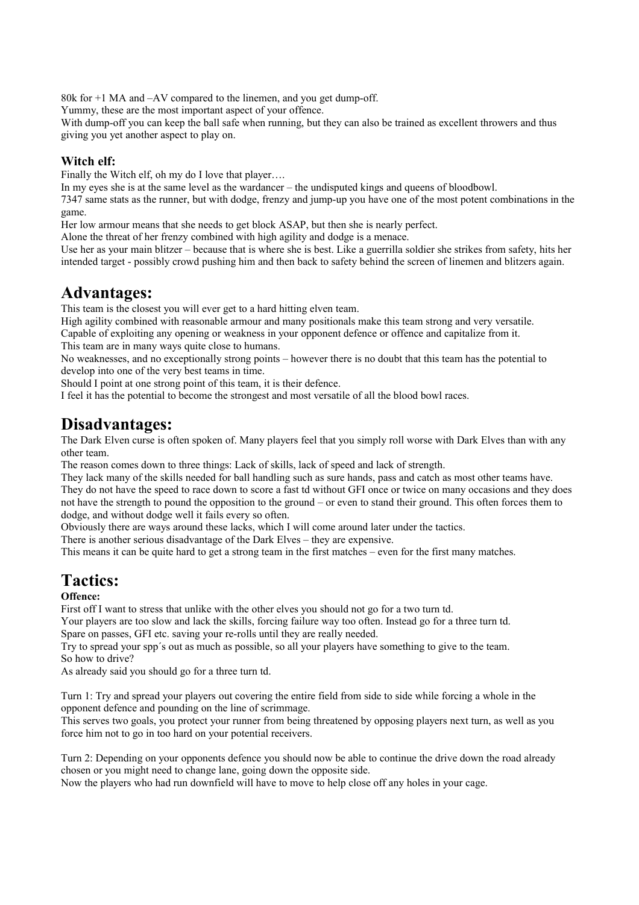80k for +1 MA and –AV compared to the linemen, and you get dump-off.
Yummy, these are the most important aspect of your offence.
With dump-off you can keep the ball safe when running, but they can also be trained as excellent throwers and thus giving you yet another aspect to play on.

### Witch elf:

Finally the Witch elf, oh my do I love that player….
In my eyes she is at the same level as the wardancer – the undisputed kings and queens of bloodbowl.
7347 same stats as the runner, but with dodge, frenzy and jump-up you have one of the most potent combinations in the game.
Her low armour means that she needs to get block ASAP, but then she is nearly perfect.
Alone the threat of her frenzy combined with high agility and dodge is a menace.
Use her as your main blitzer – because that is where she is best. Like a guerrilla soldier she strikes from safety, hits her intended target - possibly crowd pushing him and then back to safety behind the screen of linemen and blitzers again.

## Advantages:

This team is the closest you will ever get to a hard hitting elven team.
High agility combined with reasonable armour and many positionals make this team strong and very versatile.
Capable of exploiting any opening or weakness in your opponent defence or offence and capitalize from it.
This team are in many ways quite close to humans.
No weaknesses, and no exceptionally strong points – however there is no doubt that this team has the potential to develop into one of the very best teams in time.
Should I point at one strong point of this team, it is their defence.
I feel it has the potential to become the strongest and most versatile of all the blood bowl races.

## Disadvantages:

The Dark Elven curse is often spoken of. Many players feel that you simply roll worse with Dark Elves than with any other team.
The reason comes down to three things: Lack of skills, lack of speed and lack of strength.
They lack many of the skills needed for ball handling such as sure hands, pass and catch as most other teams have.
They do not have the speed to race down to score a fast td without GFI once or twice on many occasions and they does not have the strength to pound the opposition to the ground – or even to stand their ground. This often forces them to dodge, and without dodge well it fails every so often.
Obviously there are ways around these lacks, which I will come around later under the tactics.
There is another serious disadvantage of the Dark Elves – they are expensive.
This means it can be quite hard to get a strong team in the first matches – even for the first many matches.

## Tactics:

**Offence:**

First off I want to stress that unlike with the other elves you should not go for a two turn td.
Your players are too slow and lack the skills, forcing failure way too often. Instead go for a three turn td.
Spare on passes, GFI etc. saving your re-rolls until they are really needed.
Try to spread your spp´s out as much as possible, so all your players have something to give to the team.
So how to drive?
As already said you should go for a three turn td.

Turn 1: Try and spread your players out covering the entire field from side to side while forcing a whole in the opponent defence and pounding on the line of scrimmage.
This serves two goals, you protect your runner from being threatened by opposing players next turn, as well as you force him not to go in too hard on your potential receivers.

Turn 2: Depending on your opponents defence you should now be able to continue the drive down the road already chosen or you might need to change lane, going down the opposite side.
Now the players who had run downfield will have to move to help close off any holes in your cage.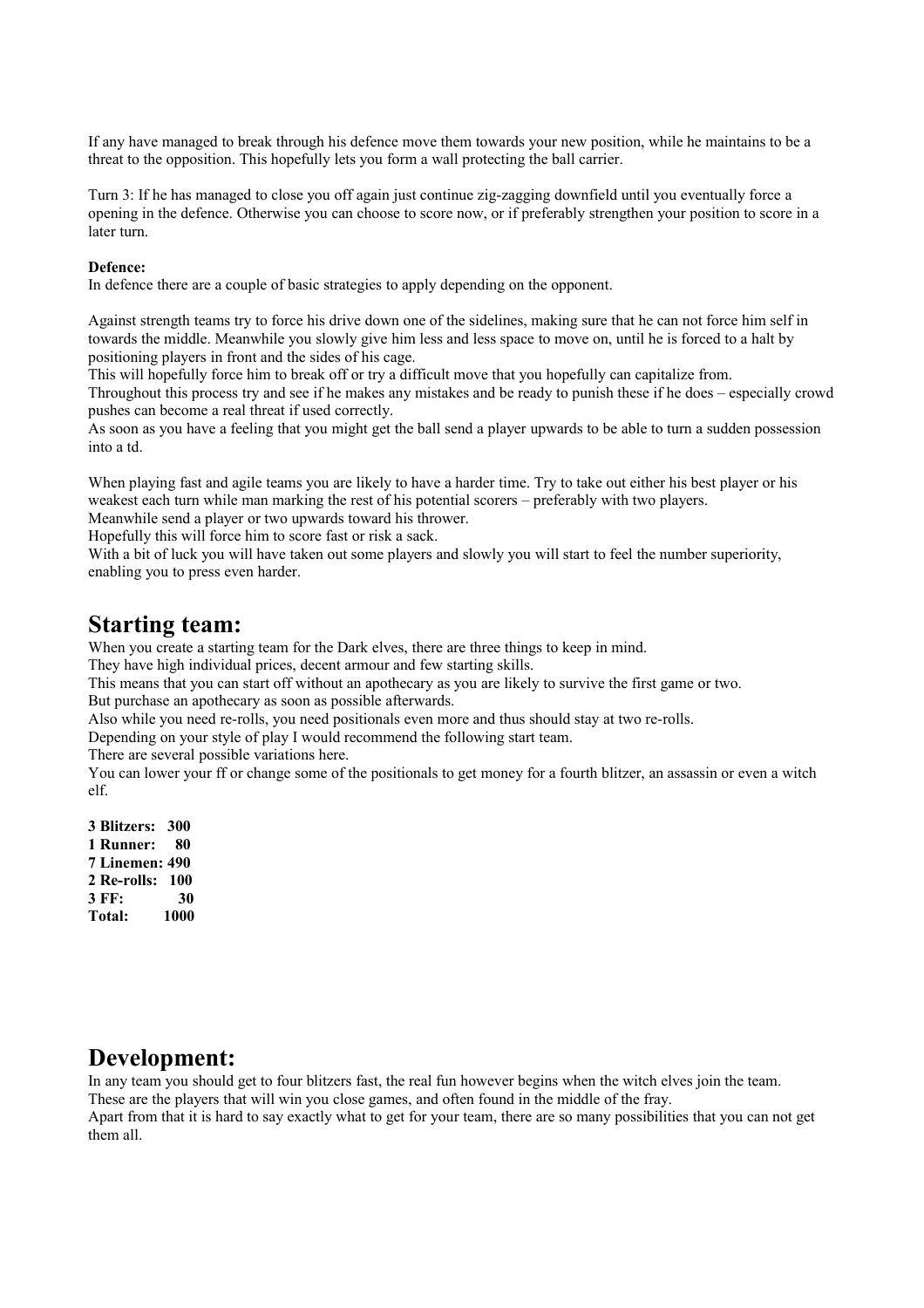If any have managed to break through his defence move them towards your new position, while he maintains to be a threat to the opposition. This hopefully lets you form a wall protecting the ball carrier.

Turn 3: If he has managed to close you off again just continue zig-zagging downfield until you eventually force a opening in the defence. Otherwise you can choose to score now, or if preferably strengthen your position to score in a later turn.

**Defence:**
In defence there are a couple of basic strategies to apply depending on the opponent.

Against strength teams try to force his drive down one of the sidelines, making sure that he can not force him self in towards the middle. Meanwhile you slowly give him less and less space to move on, until he is forced to a halt by positioning players in front and the sides of his cage.
This will hopefully force him to break off or try a difficult move that you hopefully can capitalize from.
Throughout this process try and see if he makes any mistakes and be ready to punish these if he does – especially crowd pushes can become a real threat if used correctly.
As soon as you have a feeling that you might get the ball send a player upwards to be able to turn a sudden possession into a td.

When playing fast and agile teams you are likely to have a harder time. Try to take out either his best player or his weakest each turn while man marking the rest of his potential scorers – preferably with two players.
Meanwhile send a player or two upwards toward his thrower.
Hopefully this will force him to score fast or risk a sack.
With a bit of luck you will have taken out some players and slowly you will start to feel the number superiority, enabling you to press even harder.

## Starting team:

When you create a starting team for the Dark elves, there are three things to keep in mind.
They have high individual prices, decent armour and few starting skills.
This means that you can start off without an apothecary as you are likely to survive the first game or two.
But purchase an apothecary as soon as possible afterwards.
Also while you need re-rolls, you need positionals even more and thus should stay at two re-rolls.
Depending on your style of play I would recommend the following start team.
There are several possible variations here.
You can lower your ff or change some of the positionals to get money for a fourth blitzer, an assassin or even a witch elf.

**3 Blitzers: 300**
**1 Runner: 80**
**7 Linemen: 490**
**2 Re-rolls: 100**
**3 FF: 30**
**Total: 1000**

## Development:

In any team you should get to four blitzers fast, the real fun however begins when the witch elves join the team.
These are the players that will win you close games, and often found in the middle of the fray.
Apart from that it is hard to say exactly what to get for your team, there are so many possibilities that you can not get them all.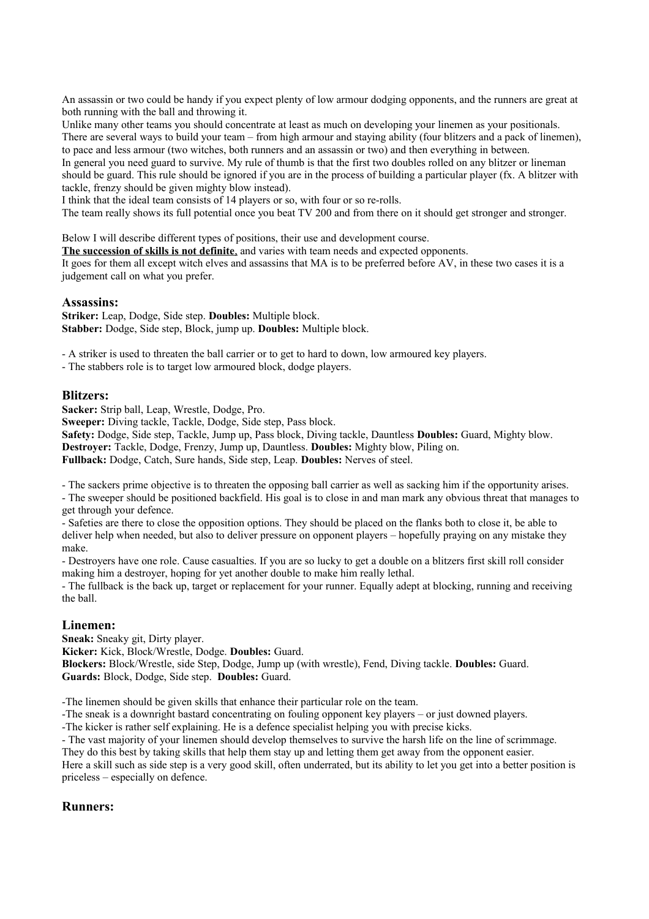An assassin or two could be handy if you expect plenty of low armour dodging opponents, and the runners are great at both running with the ball and throwing it.

Unlike many other teams you should concentrate at least as much on developing your linemen as your positionals.

There are several ways to build your team – from high armour and staying ability (four blitzers and a pack of linemen), to pace and less armour (two witches, both runners and an assassin or two) and then everything in between.

In general you need guard to survive. My rule of thumb is that the first two doubles rolled on any blitzer or lineman should be guard. This rule should be ignored if you are in the process of building a particular player (fx. A blitzer with tackle, frenzy should be given mighty blow instead).

I think that the ideal team consists of 14 players or so, with four or so re-rolls.

The team really shows its full potential once you beat TV 200 and from there on it should get stronger and stronger.

Below I will describe different types of positions, their use and development course.

**The succession of skills is not definite**, and varies with team needs and expected opponents.

It goes for them all except witch elves and assassins that MA is to be preferred before AV, in these two cases it is a judgement call on what you prefer.

## Assassins:

**Striker:** Leap, Dodge, Side step. **Doubles:** Multiple block.
**Stabber:** Dodge, Side step, Block, jump up. **Doubles:** Multiple block.

- A striker is used to threaten the ball carrier or to get to hard to down, low armoured key players.
- The stabbers role is to target low armoured block, dodge players.

## Blitzers:

**Sacker:** Strip ball, Leap, Wrestle, Dodge, Pro.
**Sweeper:** Diving tackle, Tackle, Dodge, Side step, Pass block.
**Safety:** Dodge, Side step, Tackle, Jump up, Pass block, Diving tackle, Dauntless **Doubles:** Guard, Mighty blow.
**Destroyer:** Tackle, Dodge, Frenzy, Jump up, Dauntless. **Doubles:** Mighty blow, Piling on.
**Fullback:** Dodge, Catch, Sure hands, Side step, Leap. **Doubles:** Nerves of steel.

- The sackers prime objective is to threaten the opposing ball carrier as well as sacking him if the opportunity arises.
- The sweeper should be positioned backfield. His goal is to close in and man mark any obvious threat that manages to get through your defence.
- Safeties are there to close the opposition options. They should be placed on the flanks both to close it, be able to deliver help when needed, but also to deliver pressure on opponent players – hopefully praying on any mistake they make.
- Destroyers have one role. Cause casualties. If you are so lucky to get a double on a blitzers first skill roll consider making him a destroyer, hoping for yet another double to make him really lethal.
- The fullback is the back up, target or replacement for your runner. Equally adept at blocking, running and receiving the ball.

## Linemen:

**Sneak:** Sneaky git, Dirty player.
**Kicker:** Kick, Block/Wrestle, Dodge. **Doubles:** Guard.
**Blockers:** Block/Wrestle, side Step, Dodge, Jump up (with wrestle), Fend, Diving tackle. **Doubles:** Guard.
**Guards:** Block, Dodge, Side step. **Doubles:** Guard.

-The linemen should be given skills that enhance their particular role on the team.
-The sneak is a downright bastard concentrating on fouling opponent key players – or just downed players.
-The kicker is rather self explaining. He is a defence specialist helping you with precise kicks.
- The vast majority of your linemen should develop themselves to survive the harsh life on the line of scrimmage.

They do this best by taking skills that help them stay up and letting them get away from the opponent easier.

Here a skill such as side step is a very good skill, often underrated, but its ability to let you get into a better position is priceless – especially on defence.

## Runners: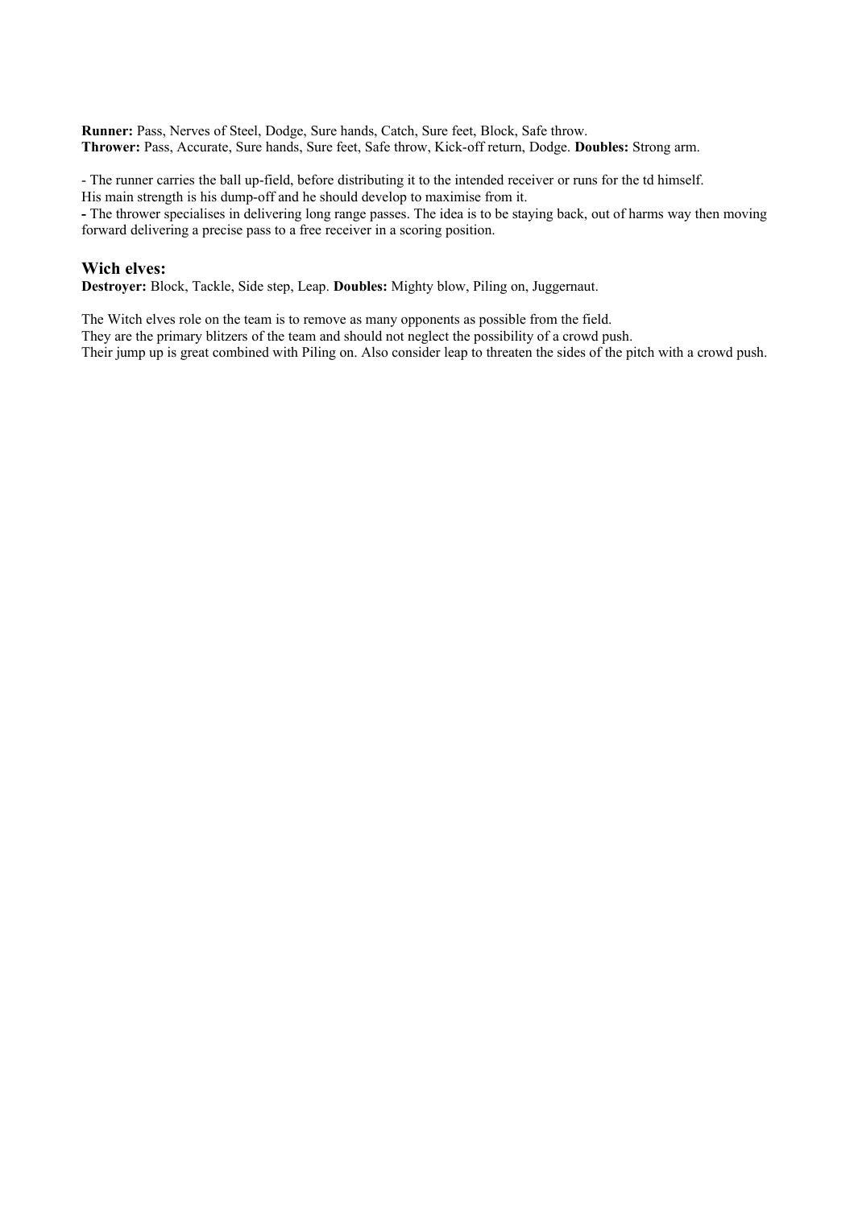**Runner:** Pass, Nerves of Steel, Dodge, Sure hands, Catch, Sure feet, Block, Safe throw.
**Thrower:** Pass, Accurate, Sure hands, Sure feet, Safe throw, Kick-off return, Dodge. **Doubles:** Strong arm.

- The runner carries the ball up-field, before distributing it to the intended receiver or runs for the td himself.
His main strength is his dump-off and he should develop to maximise from it.
- The thrower specialises in delivering long range passes. The idea is to be staying back, out of harms way then moving forward delivering a precise pass to a free receiver in a scoring position.

### Wich elves:

**Destroyer:** Block, Tackle, Side step, Leap. **Doubles:** Mighty blow, Piling on, Juggernaut.

The Witch elves role on the team is to remove as many opponents as possible from the field.
They are the primary blitzers of the team and should not neglect the possibility of a crowd push.
Their jump up is great combined with Piling on. Also consider leap to threaten the sides of the pitch with a crowd push.